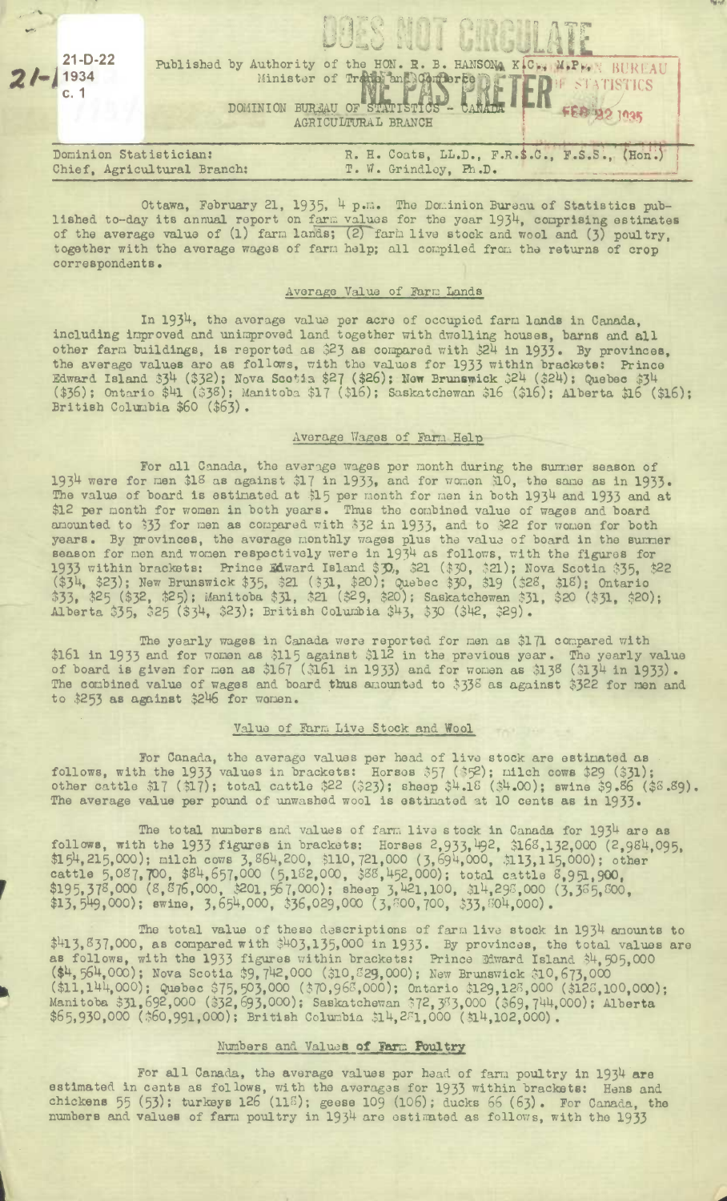21-D-22
1934
c. 1

DOES NOT CIRCULATE

Published by Authority of the HON. R. B. HANSON, K.C., M.P., Minister of Trade and Commerce

NE PAS PRETER

DOMINION BUREAU OF STATISTICS - CANADA
AGRICULTURAL BRANCH

BUREAU OF STATISTICS FEB 22 1935

Dominion Statistician: R. H. Coats, LL.D., F.R.S.C., F.S.S., (Hon.)
Chief, Agricultural Branch: T. W. Grindley, Ph.D.

Ottawa, February 21, 1935, 4 p.m. The Dominion Bureau of Statistics published to-day its annual report on farm values for the year 1934, comprising estimates of the average value of (1) farm lands; (2) farm live stock and wool and (3) poultry, together with the average wages of farm help; all compiled from the returns of crop correspondents.

## Average Value of Farm Lands

In 1934, the average value per acre of occupied farm lands in Canada, including improved and unimproved land together with dwelling houses, barns and all other farm buildings, is reported as $23 as compared with $24 in 1933. By provinces, the average values are as follows, with the values for 1933 within brackets: Prince Edward Island $34 ($32); Nova Scotia $27 ($26); New Brunswick $24 ($24); Quebec $34 ($36); Ontario $41 ($38); Manitoba $17 ($16); Saskatchewan $16 ($16); Alberta $16 ($16); British Columbia $60 ($63).

## Average Wages of Farm Help

For all Canada, the average wages per month during the summer season of 1934 were for men $18 as against $17 in 1933, and for women $10, the same as in 1933. The value of board is estimated at $15 per month for men in both 1934 and 1933 and at $12 per month for women in both years. Thus the combined value of wages and board amounted to $33 for men as compared with $32 in 1933, and to $22 for women for both years. By provinces, the average monthly wages plus the value of board in the summer season for men and women respectively were in 1934 as follows, with the figures for 1933 within brackets: Prince Edward Island $30, $21 ($30, $21); Nova Scotia $35, $22 ($34, $23); New Brunswick $35, $21 ($31, $20); Quebec $30, $19 ($28, $18); Ontario $33, $25 ($32, $25); Manitoba $31, $21 ($29, $20); Saskatchewan $31, $20 ($31, $20); Alberta $35, $25 ($34, $23); British Columbia $43, $30 ($42, $29).

The yearly wages in Canada were reported for men as $171 compared with $161 in 1933 and for women as $115 against $112 in the previous year. The yearly value of board is given for men as $167 ($161 in 1933) and for women as $138 ($134 in 1933). The combined value of wages and board thus amounted to $338 as against $322 for men and to $253 as against $246 for women.

## Value of Farm Live Stock and Wool

For Canada, the average values per head of live stock are estimated as follows, with the 1933 values in brackets: Horses $57 ($52); milch cows $29 ($31); other cattle $17 ($17); total cattle $22 ($23); sheep $4.18 ($4.00); swine $9.86 ($8.89). The average value per pound of unwashed wool is estimated at 10 cents as in 1933.

The total numbers and values of farm live stock in Canada for 1934 are as follows, with the 1933 figures in brackets: Horses 2,933,492, $168,132,000 (2,984,095, $154,215,000); milch cows 3,864,200, $110,721,000 (3,694,000, $113,115,000); other cattle 5,087,700, $84,657,000 (5,182,000, $88,452,000); total cattle 8,951,900, $195,378,000 (8,876,000, $201,567,000); sheep 3,421,100, $14,298,000 (3,385,800, $13,549,000); swine, 3,654,000, $36,029,000 (3,800,700, $33,804,000).

The total value of these descriptions of farm live stock in 1934 amounts to $413,837,000, as compared with $403,135,000 in 1933. By provinces, the total values are as follows, with the 1933 figures within brackets: Prince Edward Island $4,505,000 ($4,564,000); Nova Scotia $9,742,000 ($10,829,000); New Brunswick $10,673,000 ($11,144,000); Quebec $75,503,000 ($70,968,000); Ontario $129,128,000 ($128,100,000); Manitoba $31,692,000 ($32,693,000); Saskatchewan $72,393,000 ($69,744,000); Alberta $65,930,000 ($60,991,000); British Columbia $14,281,000 ($14,102,000).

## Numbers and Values of Farm Poultry

For all Canada, the average values per head of farm poultry in 1934 are estimated in cents as follows, with the averages for 1933 within brackets: Hens and chickens 55 (53); turkeys 126 (118); geese 109 (106); ducks 66 (63). For Canada, the numbers and values of farm poultry in 1934 are estimated as follows, with the 1933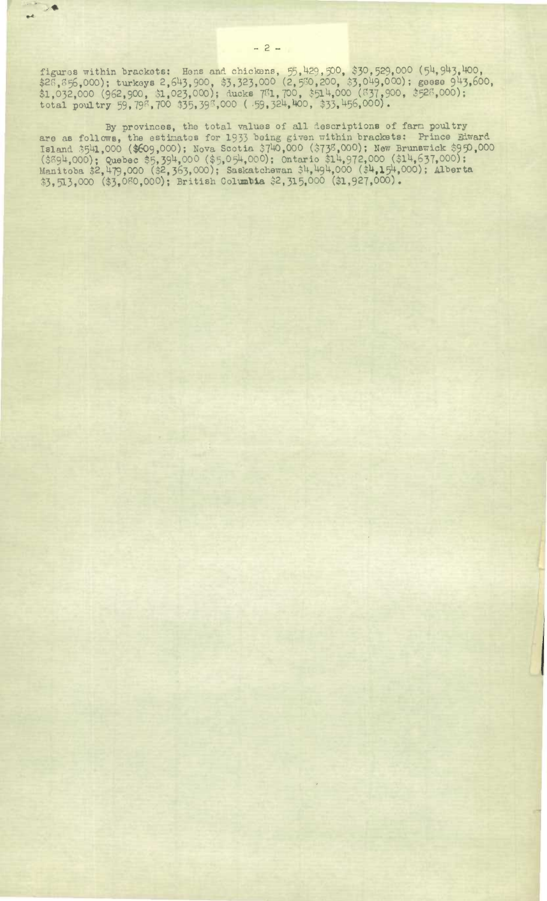figures within brackets: Hens and chickens, 55,429,500, $30,529,000 (54,943,400, $28,856,000); turkeys 2,643,900, $3,323,000 (2,580,200, $3,049,000); geese 943,600, $1,032,000 (962,900, $1,023,000); ducks 781,700, $514,000 (837,900, $528,000); total poultry 59,798,700 $35,398,000 (59,324,400, $33,456,000).

By provinces, the total values of all descriptions of farm poultry are as follows, the estimates for 1933 being given within brackets: Prince Edward Island $541,000 ($609,000); Nova Scotia $740,000 ($738,000); New Brunswick $950,000 ($894,000); Quebec $5,394,000 ($5,054,000); Ontario $14,972,000 ($14,637,000); Manitoba $2,479,000 ($2,363,000); Saskatchewan $4,494,000 ($4,154,000); Alberta $3,513,000 ($3,080,000); British Columbia $2,315,000 ($1,927,000).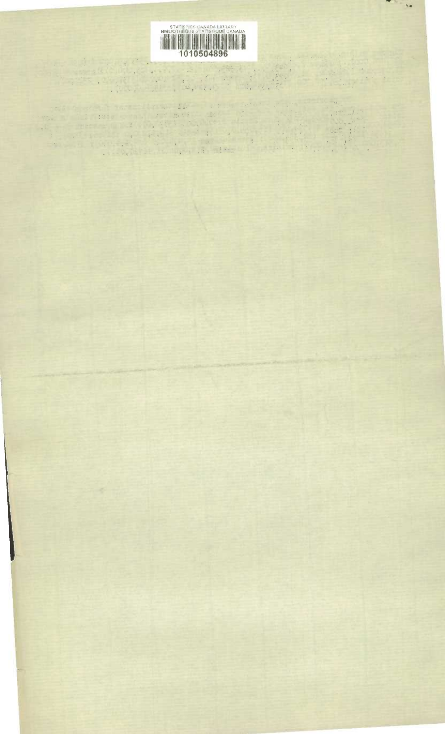STATISTICS CANADA LIBRARY
BIBLIOTHÈQUE STATISTIQUE CANADA

1010504896